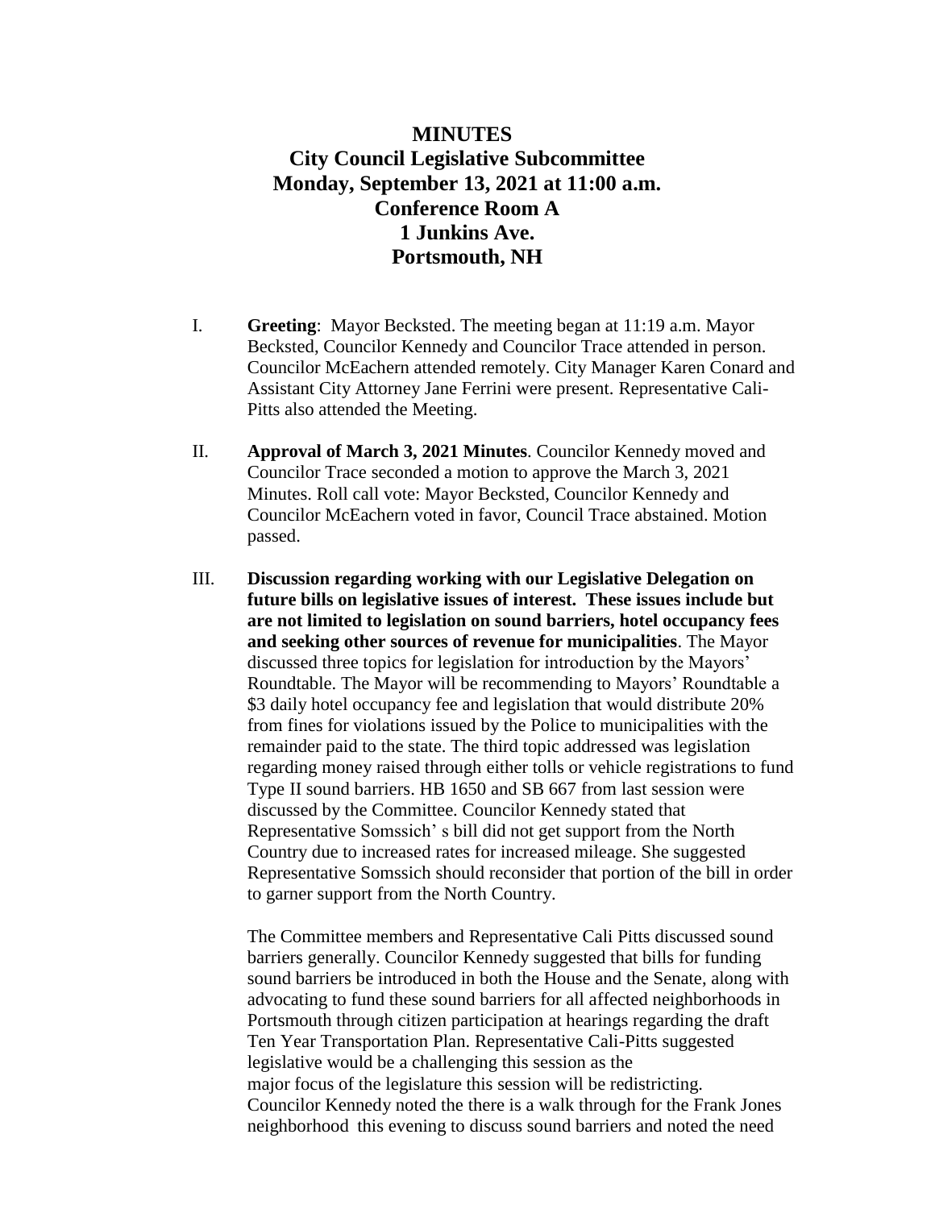# MINUTES
## City Council Legislative Subcommittee
## Monday, September 13, 2021 at 11:00 a.m.
## Conference Room A
## 1 Junkins Ave.
## Portsmouth, NH

I. **Greeting**: Mayor Becksted. The meeting began at 11:19 a.m. Mayor Becksted, Councilor Kennedy and Councilor Trace attended in person. Councilor McEachern attended remotely. City Manager Karen Conard and Assistant City Attorney Jane Ferrini were present. Representative Cali-Pitts also attended the Meeting.

II. **Approval of March 3, 2021 Minutes**. Councilor Kennedy moved and Councilor Trace seconded a motion to approve the March 3, 2021 Minutes. Roll call vote: Mayor Becksted, Councilor Kennedy and Councilor McEachern voted in favor, Council Trace abstained. Motion passed.

III. **Discussion regarding working with our Legislative Delegation on future bills on legislative issues of interest. These issues include but are not limited to legislation on sound barriers, hotel occupancy fees and seeking other sources of revenue for municipalities**. The Mayor discussed three topics for legislation for introduction by the Mayors' Roundtable. The Mayor will be recommending to Mayors' Roundtable a $3 daily hotel occupancy fee and legislation that would distribute 20% from fines for violations issued by the Police to municipalities with the remainder paid to the state. The third topic addressed was legislation regarding money raised through either tolls or vehicle registrations to fund Type II sound barriers. HB 1650 and SB 667 from last session were discussed by the Committee. Councilor Kennedy stated that Representative Somssich' s bill did not get support from the North Country due to increased rates for increased mileage. She suggested Representative Somssich should reconsider that portion of the bill in order to garner support from the North Country.

   The Committee members and Representative Cali Pitts discussed sound barriers generally. Councilor Kennedy suggested that bills for funding sound barriers be introduced in both the House and the Senate, along with advocating to fund these sound barriers for all affected neighborhoods in Portsmouth through citizen participation at hearings regarding the draft Ten Year Transportation Plan. Representative Cali-Pitts suggested legislative would be a challenging this session as the major focus of the legislature this session will be redistricting. Councilor Kennedy noted the there is a walk through for the Frank Jones neighborhood this evening to discuss sound barriers and noted the need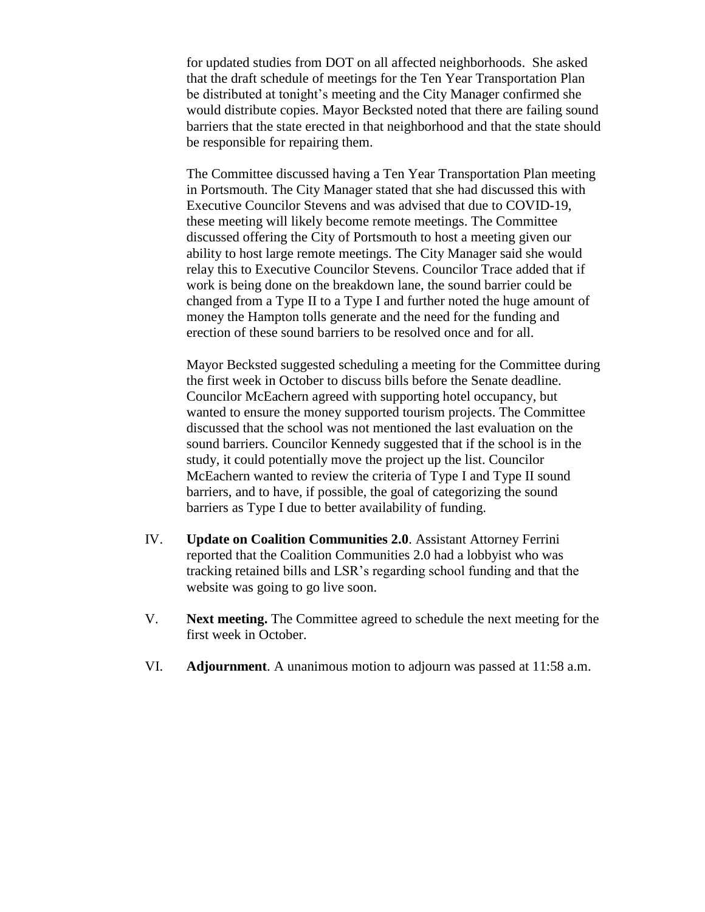for updated studies from DOT on all affected neighborhoods. She asked that the draft schedule of meetings for the Ten Year Transportation Plan be distributed at tonight's meeting and the City Manager confirmed she would distribute copies. Mayor Becksted noted that there are failing sound barriers that the state erected in that neighborhood and that the state should be responsible for repairing them.

The Committee discussed having a Ten Year Transportation Plan meeting in Portsmouth. The City Manager stated that she had discussed this with Executive Councilor Stevens and was advised that due to COVID-19, these meeting will likely become remote meetings. The Committee discussed offering the City of Portsmouth to host a meeting given our ability to host large remote meetings. The City Manager said she would relay this to Executive Councilor Stevens. Councilor Trace added that if work is being done on the breakdown lane, the sound barrier could be changed from a Type II to a Type I and further noted the huge amount of money the Hampton tolls generate and the need for the funding and erection of these sound barriers to be resolved once and for all.

Mayor Becksted suggested scheduling a meeting for the Committee during the first week in October to discuss bills before the Senate deadline. Councilor McEachern agreed with supporting hotel occupancy, but wanted to ensure the money supported tourism projects. The Committee discussed that the school was not mentioned the last evaluation on the sound barriers. Councilor Kennedy suggested that if the school is in the study, it could potentially move the project up the list. Councilor McEachern wanted to review the criteria of Type I and Type II sound barriers, and to have, if possible, the goal of categorizing the sound barriers as Type I due to better availability of funding.

IV. **Update on Coalition Communities 2.0**. Assistant Attorney Ferrini reported that the Coalition Communities 2.0 had a lobbyist who was tracking retained bills and LSR's regarding school funding and that the website was going to go live soon.

V. **Next meeting.** The Committee agreed to schedule the next meeting for the first week in October.

VI. **Adjournment**. A unanimous motion to adjourn was passed at 11:58 a.m.